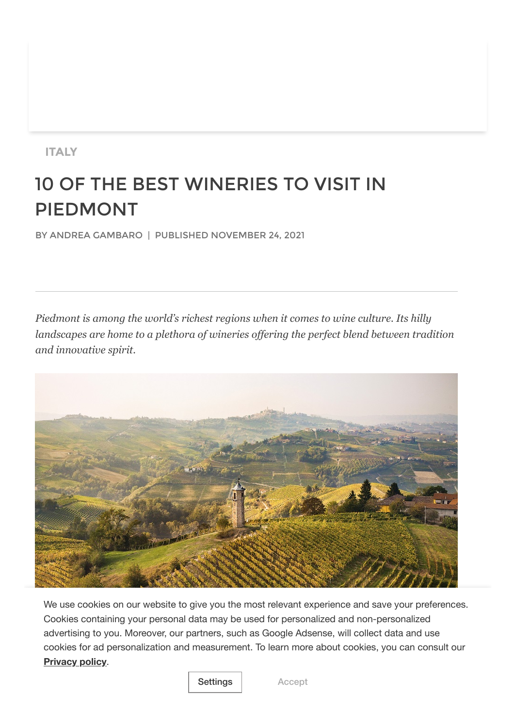ITALY

# 10 OF THE BEST WINERIES TO VISIT IN PIEDMONT

BY ANDREA GAMBARO | PUBLISHED NOVEMBER 24, 2021

*Piedmont is among the world's richest regions when it comes to wine culture. Its hilly landscapes are home to a plethora of wineries offering the perfect blend between tradition and innovative spirit.*

We use cookies on our website to give you the most relevant experience and save your preferences. Cookies containing your personal data may be used for personalized and non-personalized advertising to you. Moreover, our partners, such as Google Adsense, will collect data and use cookies for ad personalization and measurement. To learn more about cookies, you can consult our **Privacy policy**.

Settings Accept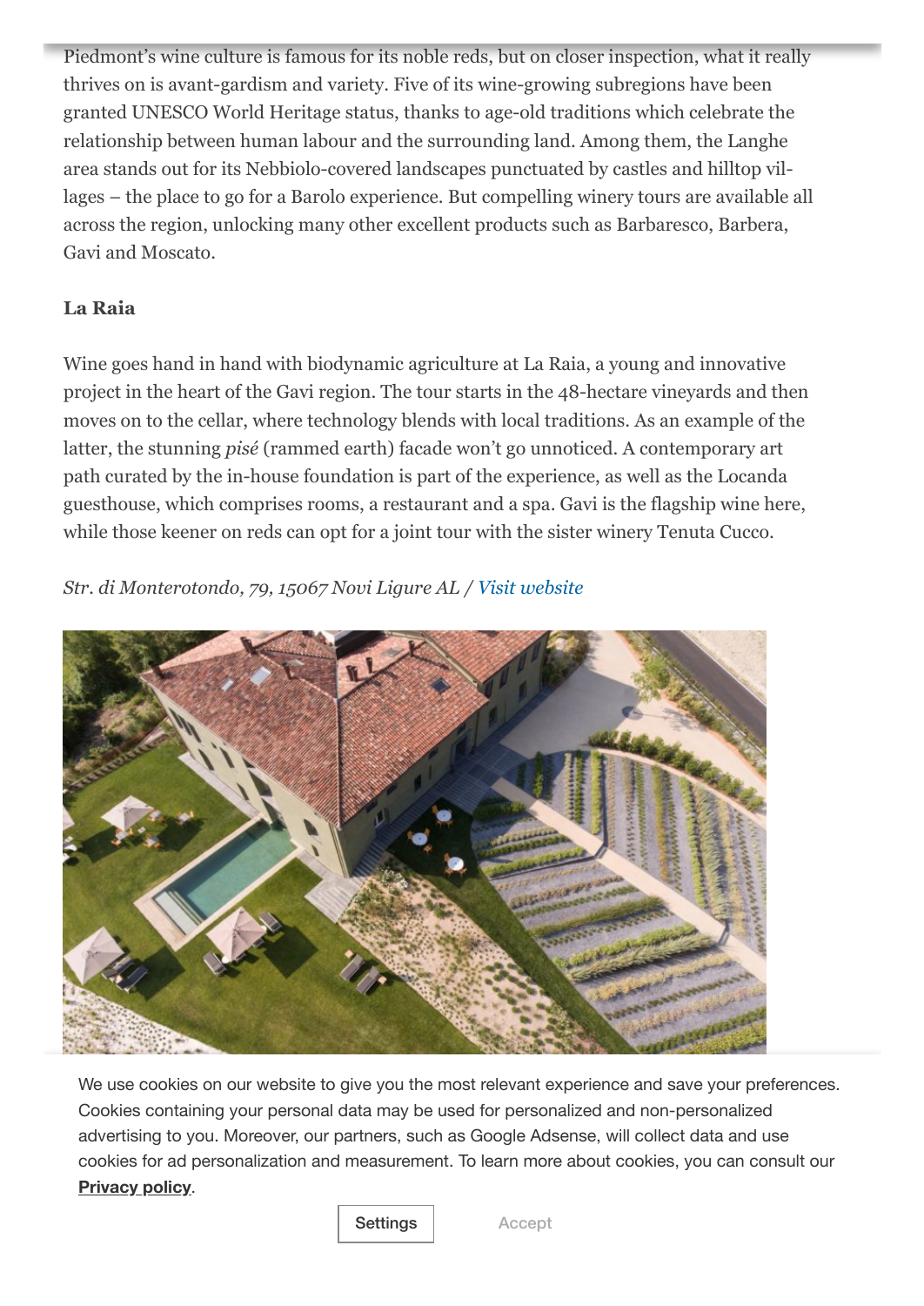Piedmont's wine culture is famous for its noble reds, but on closer inspection, what it really thrives on is avant-gardism and variety. Five of its wine-growing subregions have been granted UNESCO World Heritage status, thanks to age-old traditions which celebrate the relationship between human labour and the surrounding land. Among them, the Langhe area stands out for its Nebbiolo-covered landscapes punctuated by castles and hilltop villages – the place to go for a Barolo experience. But compelling winery tours are available all across the region, unlocking many other excellent products such as Barbaresco, Barbera, Gavi and Moscato.

**La Raia**

Wine goes hand in hand with biodynamic agriculture at La Raia, a young and innovative project in the heart of the Gavi region. The tour starts in the 48-hectare vineyards and then moves on to the cellar, where technology blends with local traditions. As an example of the latter, the stunning *pisé* (rammed earth) facade won't go unnoticed. A contemporary art path curated by the in-house foundation is part of the experience, as well as the Locanda guesthouse, which comprises rooms, a restaurant and a spa. Gavi is the flagship wine here, while those keener on reds can opt for a joint tour with the sister winery Tenuta Cucco.

*Str. di Monterotondo, 79, 15067 Novi Ligure AL / Visit website*

We use cookies on our website to give you the most relevant experience and save your preferences. Cookies containing your personal data may be used for personalized and non-personalized advertising to you. Moreover, our partners, such as Google Adsense, will collect data and use cookies for ad personalization and measurement. To learn more about cookies, you can consult our **Privacy policy**.

Settings Accept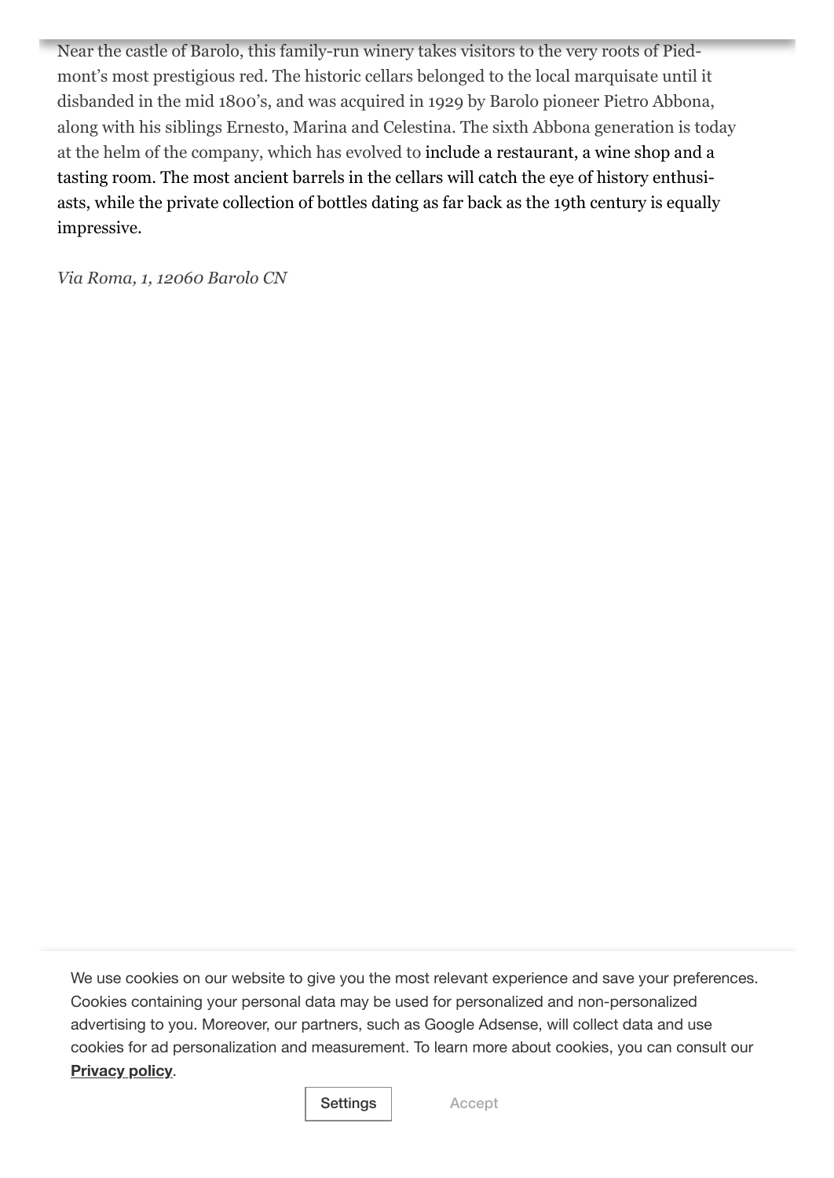Near the castle of Barolo, this family-run winery takes visitors to the very roots of Piedmont's most prestigious red. The historic cellars belonged to the local marquisate until it disbanded in the mid 1800's, and was acquired in 1929 by Barolo pioneer Pietro Abbona, along with his siblings Ernesto, Marina and Celestina. The sixth Abbona generation is today at the helm of the company, which has evolved to include a restaurant, a wine shop and a tasting room. The most ancient barrels in the cellars will catch the eye of history enthusiasts, while the private collection of bottles dating as far back as the 19th century is equally impressive.

*Via Roma, 1, 12060 Barolo CN*

We use cookies on our website to give you the most relevant experience and save your preferences. Cookies containing your personal data may be used for personalized and non-personalized advertising to you. Moreover, our partners, such as Google Adsense, will collect data and use cookies for ad personalization and measurement. To learn more about cookies, you can consult our **Privacy policy**.

Settings Accept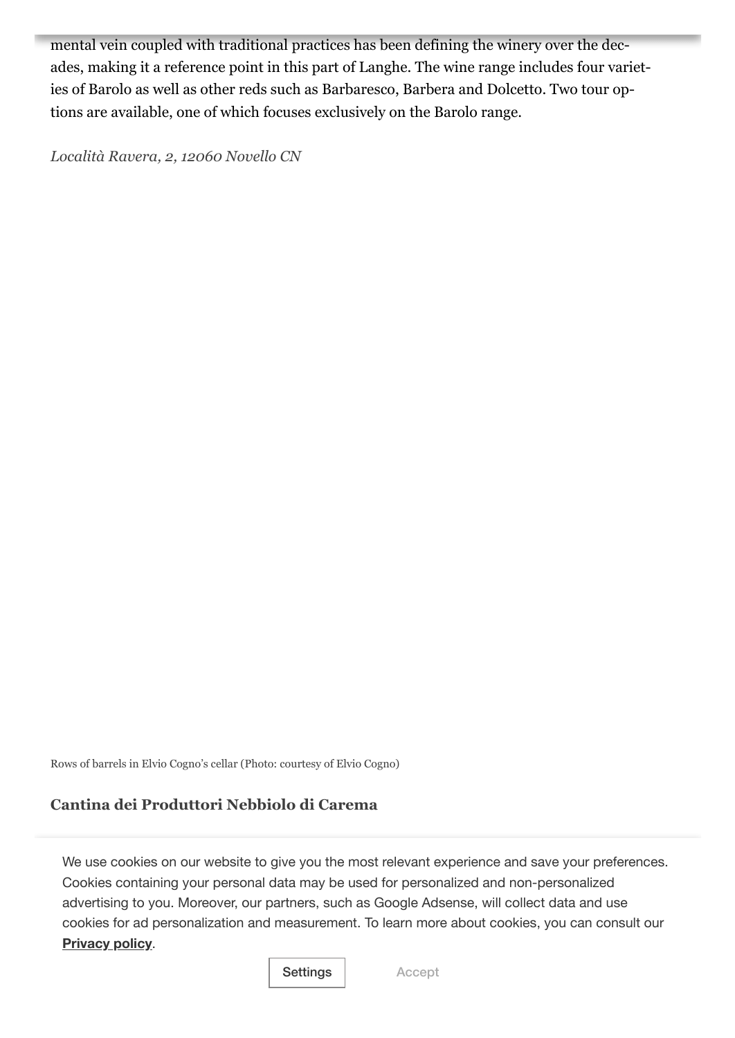mental vein coupled with traditional practices has been defining the winery over the decades, making it a reference point in this part of Langhe. The wine range includes four varieties of Barolo as well as other reds such as Barbaresco, Barbera and Dolcetto. Two tour options are available, one of which focuses exclusively on the Barolo range.

*Località Ravera, 2, 12060 Novello CN*

Rows of barrels in Elvio Cogno's cellar (Photo: courtesy of Elvio Cogno)

### Cantina dei Produttori Nebbiolo di Carema

We use cookies on our website to give you the most relevant experience and save your preferences. Cookies containing your personal data may be used for personalized and non-personalized advertising to you. Moreover, our partners, such as Google Adsense, will collect data and use cookies for ad personalization and measurement. To learn more about cookies, you can consult our **Privacy policy**.

Settings Accept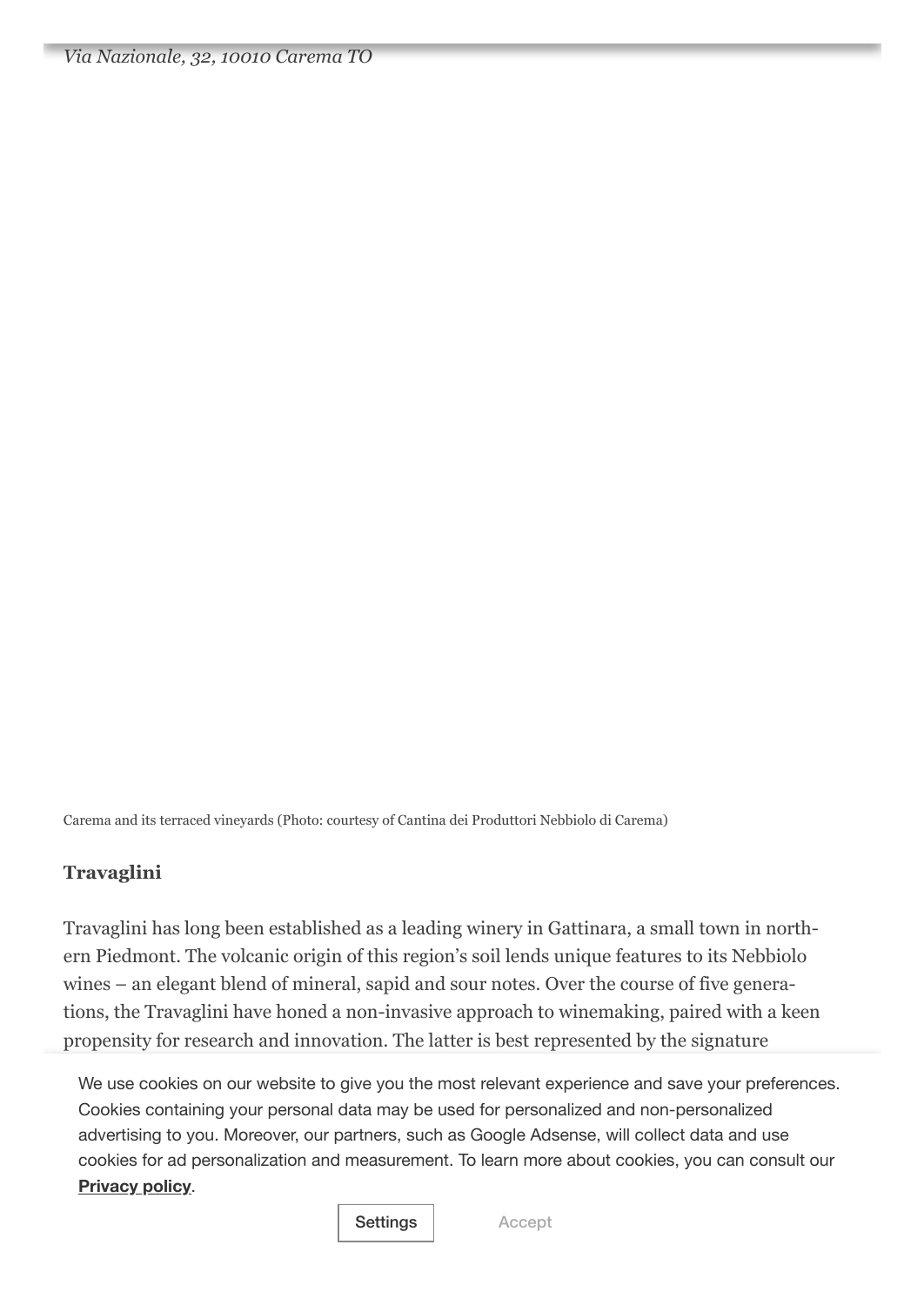*Via Nazionale, 32, 10010 Carema TO*

Carema and its terraced vineyards (Photo: courtesy of Cantina dei Produttori Nebbiolo di Carema)

**Travaglini**

Travaglini has long been established as a leading winery in Gattinara, a small town in northern Piedmont. The volcanic origin of this region's soil lends unique features to its Nebbiolo wines – an elegant blend of mineral, sapid and sour notes. Over the course of five generations, the Travaglini have honed a non-invasive approach to winemaking, paired with a keen propensity for research and innovation. The latter is best represented by the signature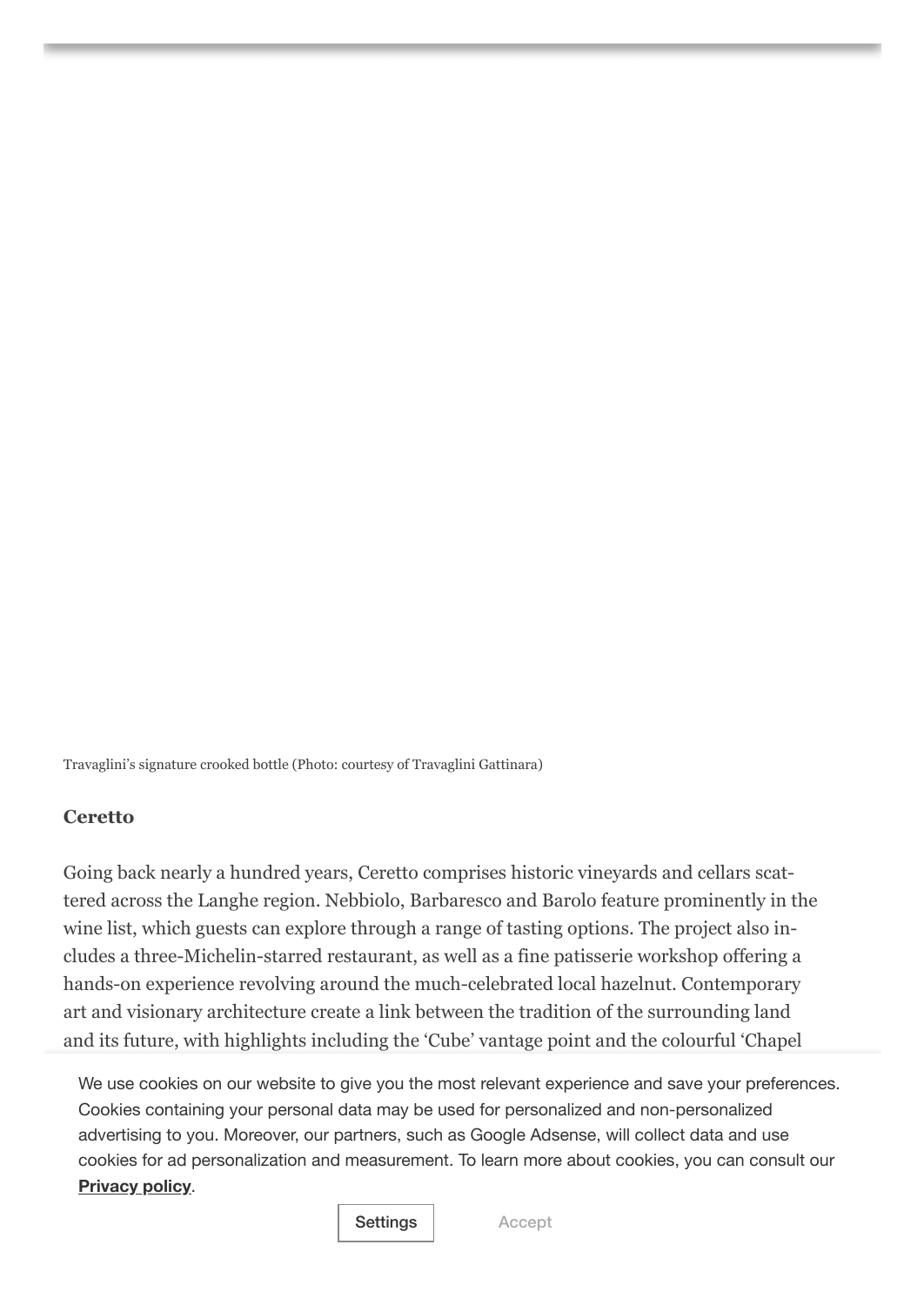Travaglini's signature crooked bottle (Photo: courtesy of Travaglini Gattinara)

**Ceretto**

Going back nearly a hundred years, Ceretto comprises historic vineyards and cellars scattered across the Langhe region. Nebbiolo, Barbaresco and Barolo feature prominently in the wine list, which guests can explore through a range of tasting options. The project also includes a three-Michelin-starred restaurant, as well as a fine patisserie workshop offering a hands-on experience revolving around the much-celebrated local hazelnut. Contemporary art and visionary architecture create a link between the tradition of the surrounding land and its future, with highlights including the 'Cube' vantage point and the colourful 'Chapel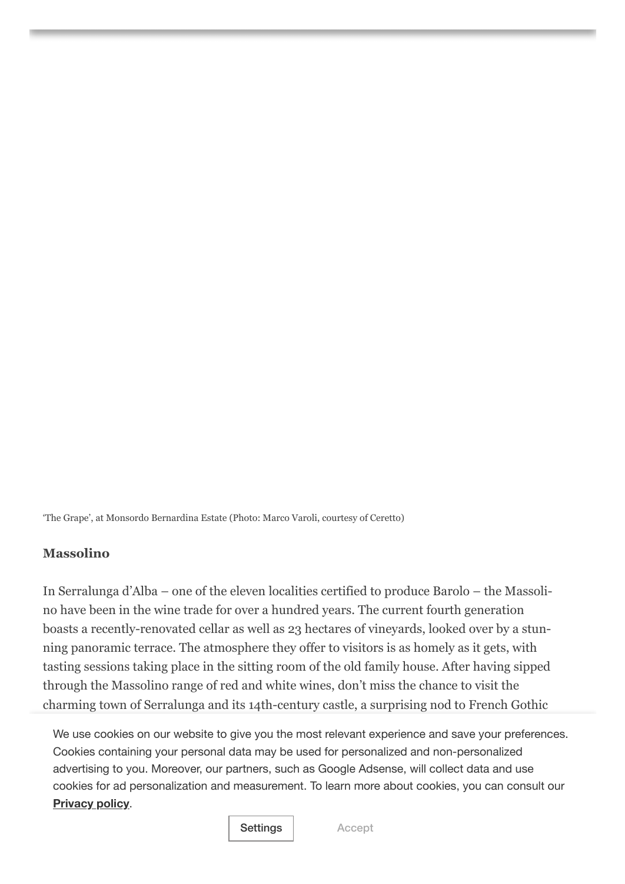'The Grape', at Monsordo Bernardina Estate (Photo: Marco Varoli, courtesy of Ceretto)

**Massolino**

In Serralunga d'Alba – one of the eleven localities certified to produce Barolo – the Massolino have been in the wine trade for over a hundred years. The current fourth generation boasts a recently-renovated cellar as well as 23 hectares of vineyards, looked over by a stunning panoramic terrace. The atmosphere they offer to visitors is as homely as it gets, with tasting sessions taking place in the sitting room of the old family house. After having sipped through the Massolino range of red and white wines, don't miss the chance to visit the charming town of Serralunga and its 14th-century castle, a surprising nod to French Gothic

We use cookies on our website to give you the most relevant experience and save your preferences. Cookies containing your personal data may be used for personalized and non-personalized advertising to you. Moreover, our partners, such as Google Adsense, will collect data and use cookies for ad personalization and measurement. To learn more about cookies, you can consult our **Privacy policy**.

Settings Accept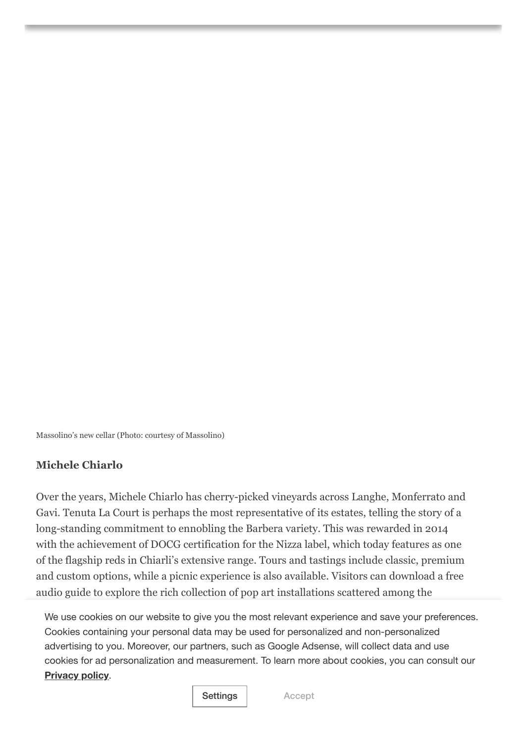Massolino's new cellar (Photo: courtesy of Massolino)

**Michele Chiarlo**

Over the years, Michele Chiarlo has cherry-picked vineyards across Langhe, Monferrato and Gavi. Tenuta La Court is perhaps the most representative of its estates, telling the story of a long-standing commitment to ennobling the Barbera variety. This was rewarded in 2014 with the achievement of DOCG certification for the Nizza label, which today features as one of the flagship reds in Chiarli's extensive range. Tours and tastings include classic, premium and custom options, while a picnic experience is also available. Visitors can download a free audio guide to explore the rich collection of pop art installations scattered among the

We use cookies on our website to give you the most relevant experience and save your preferences. Cookies containing your personal data may be used for personalized and non-personalized advertising to you. Moreover, our partners, such as Google Adsense, will collect data and use cookies for ad personalization and measurement. To learn more about cookies, you can consult our **Privacy policy**.

Settings Accept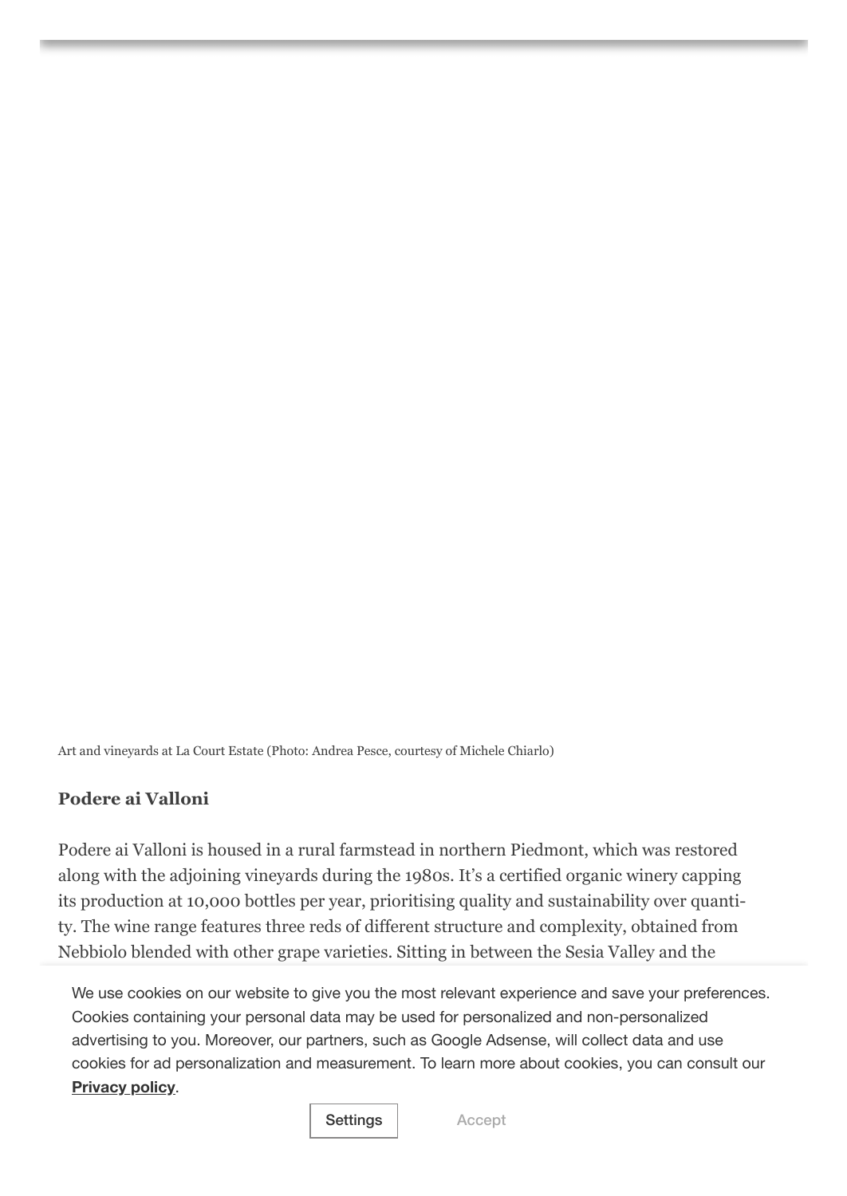Art and vineyards at La Court Estate (Photo: Andrea Pesce, courtesy of Michele Chiarlo)

**Podere ai Valloni**

Podere ai Valloni is housed in a rural farmstead in northern Piedmont, which was restored along with the adjoining vineyards during the 1980s. It's a certified organic winery capping its production at 10,000 bottles per year, prioritising quality and sustainability over quantity. The wine range features three reds of different structure and complexity, obtained from Nebbiolo blended with other grape varieties. Sitting in between the Sesia Valley and the

We use cookies on our website to give you the most relevant experience and save your preferences. Cookies containing your personal data may be used for personalized and non-personalized advertising to you. Moreover, our partners, such as Google Adsense, will collect data and use cookies for ad personalization and measurement. To learn more about cookies, you can consult our **Privacy policy**.

Settings Accept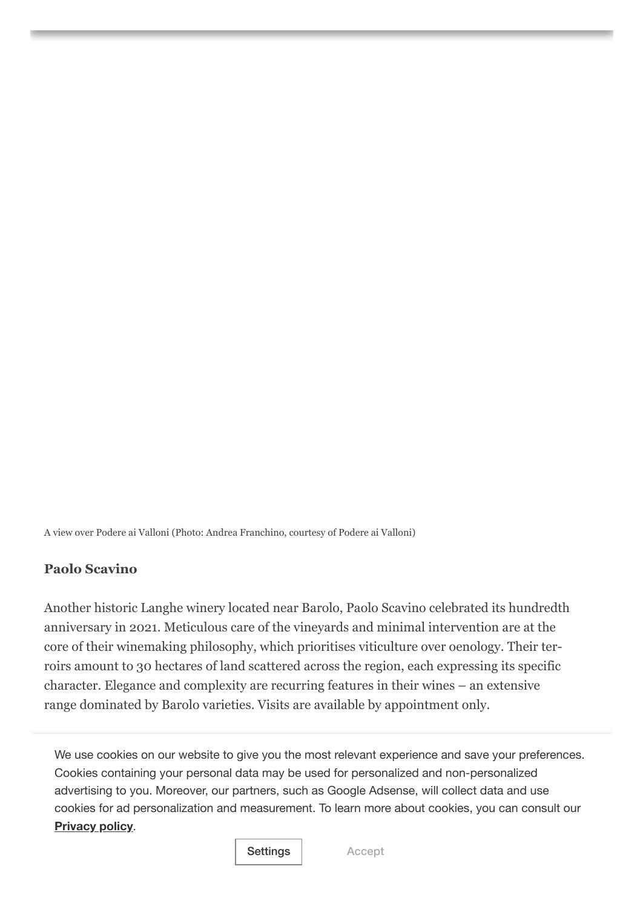A view over Podere ai Valloni (Photo: Andrea Franchino, courtesy of Podere ai Valloni)

**Paolo Scavino**

Another historic Langhe winery located near Barolo, Paolo Scavino celebrated its hundredth anniversary in 2021. Meticulous care of the vineyards and minimal intervention are at the core of their winemaking philosophy, which prioritises viticulture over oenology. Their terroirs amount to 30 hectares of land scattered across the region, each expressing its specific character. Elegance and complexity are recurring features in their wines – an extensive range dominated by Barolo varieties. Visits are available by appointment only.

We use cookies on our website to give you the most relevant experience and save your preferences. Cookies containing your personal data may be used for personalized and non-personalized advertising to you. Moreover, our partners, such as Google Adsense, will collect data and use cookies for ad personalization and measurement. To learn more about cookies, you can consult our **Privacy policy**.

Settings Accept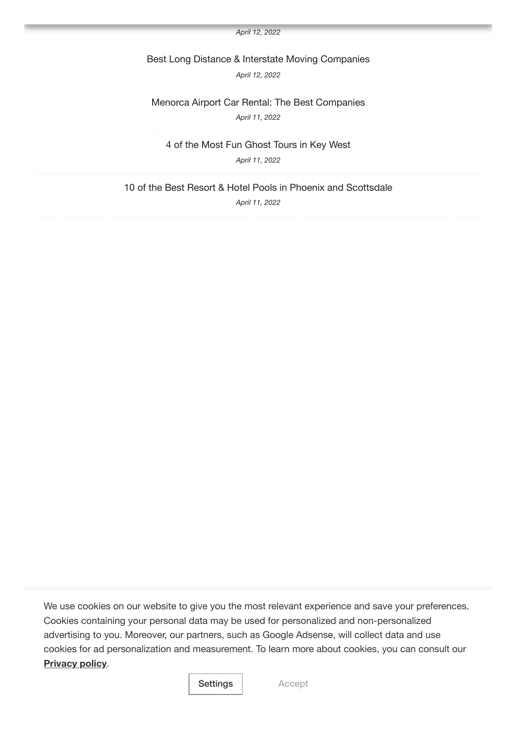*April 12, 2022*

Best Long Distance & Interstate Moving Companies

*April 12, 2022*

Menorca Airport Car Rental: The Best Companies

*April 11, 2022*

4 of the Most Fun Ghost Tours in Key West

*April 11, 2022*

10 of the Best Resort & Hotel Pools in Phoenix and Scottsdale

*April 11, 2022*

We use cookies on our website to give you the most relevant experience and save your preferences. Cookies containing your personal data may be used for personalized and non-personalized advertising to you. Moreover, our partners, such as Google Adsense, will collect data and use cookies for ad personalization and measurement. To learn more about cookies, you can consult our **Privacy policy**.

Settings    Accept